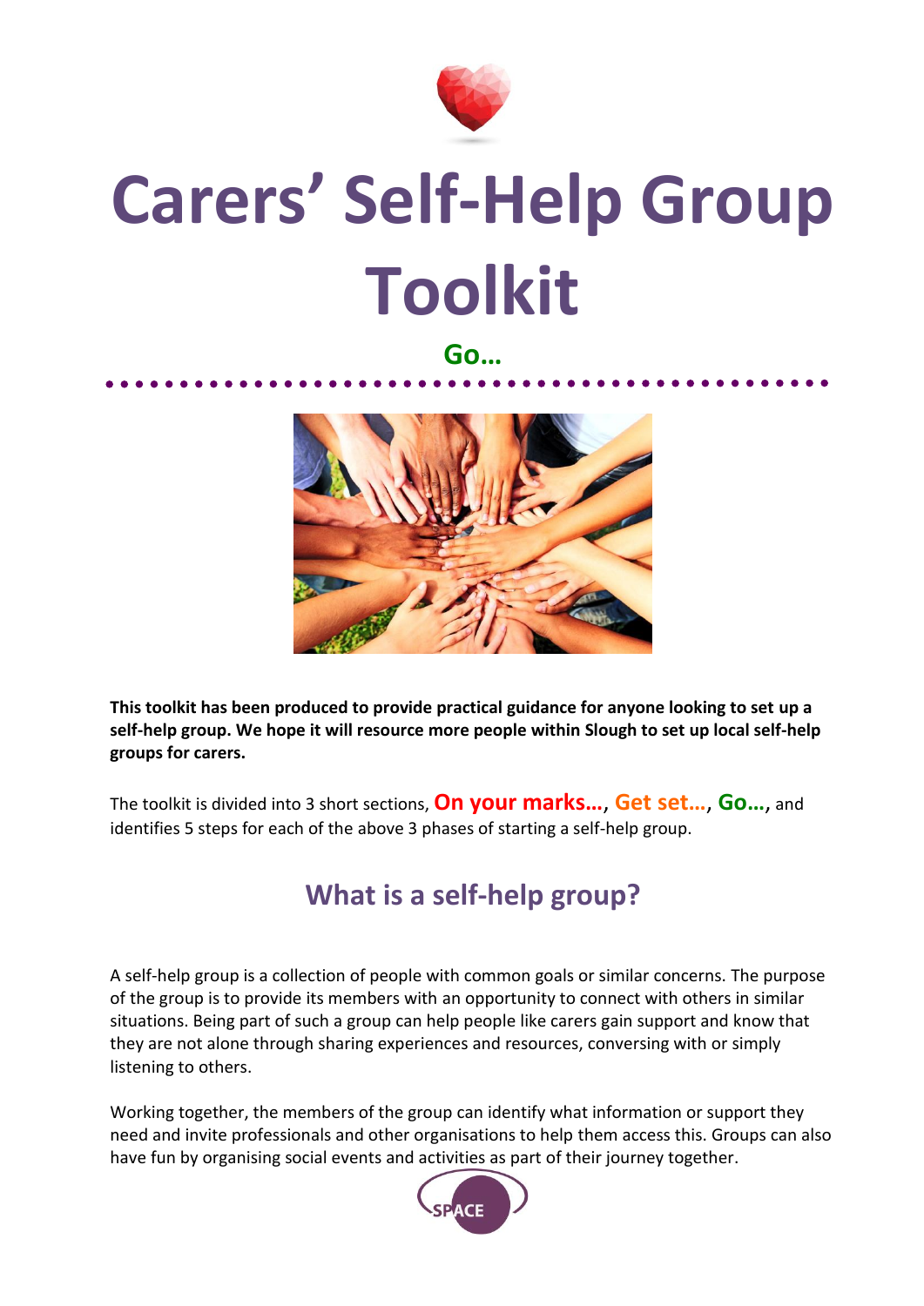# Carers' Self-Help Group Toolkit

**Go…**

**This toolkit has been produced to provide practical guidance for anyone looking to set up a self-help group. We hope it will resource more people within Slough to set up local self-help groups for carers.**

The toolkit is divided into 3 short sections, **On your marks…**, **Get set…**, **Go…**, and identifies 5 steps for each of the above 3 phases of starting a self-help group.

## What is a self-help group?

A self-help group is a collection of people with common goals or similar concerns. The purpose of the group is to provide its members with an opportunity to connect with others in similar situations. Being part of such a group can help people like carers gain support and know that they are not alone through sharing experiences and resources, conversing with or simply listening to others.

Working together, the members of the group can identify what information or support they need and invite professionals and other organisations to help them access this. Groups can also have fun by organising social events and activities as part of their journey together.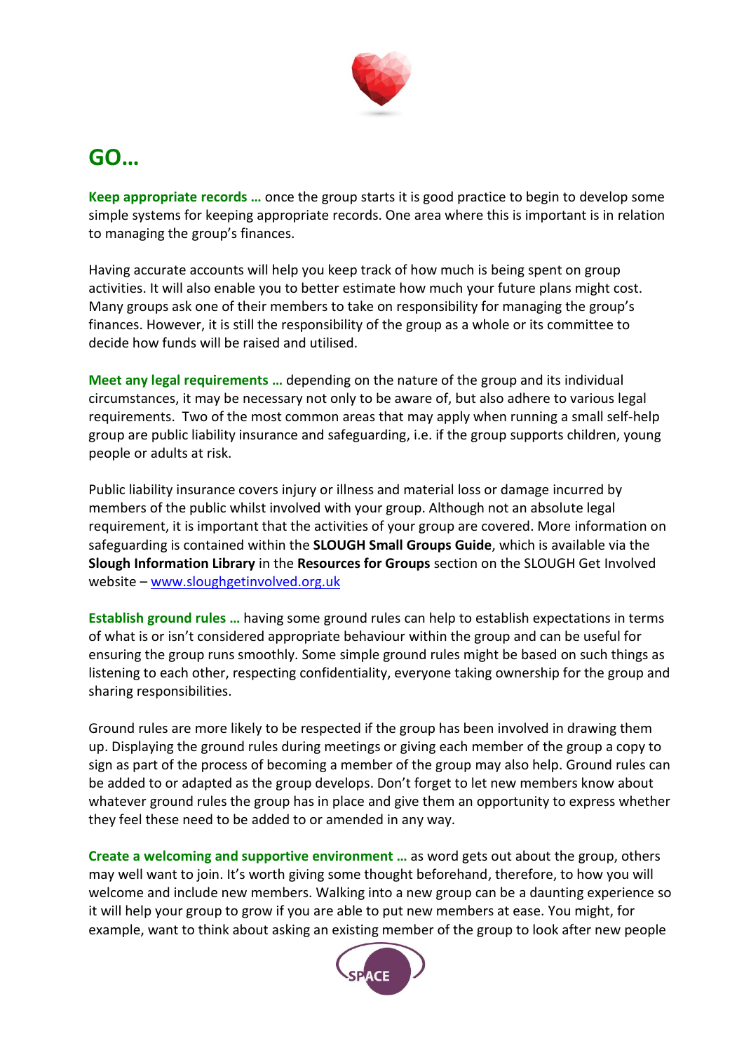# GO…

**Keep appropriate records …** once the group starts it is good practice to begin to develop some simple systems for keeping appropriate records. One area where this is important is in relation to managing the group's finances.

Having accurate accounts will help you keep track of how much is being spent on group activities. It will also enable you to better estimate how much your future plans might cost. Many groups ask one of their members to take on responsibility for managing the group's finances. However, it is still the responsibility of the group as a whole or its committee to decide how funds will be raised and utilised.

**Meet any legal requirements …** depending on the nature of the group and its individual circumstances, it may be necessary not only to be aware of, but also adhere to various legal requirements. Two of the most common areas that may apply when running a small self-help group are public liability insurance and safeguarding, i.e. if the group supports children, young people or adults at risk.

Public liability insurance covers injury or illness and material loss or damage incurred by members of the public whilst involved with your group. Although not an absolute legal requirement, it is important that the activities of your group are covered. More information on safeguarding is contained within the **SLOUGH Small Groups Guide**, which is available via the **Slough Information Library** in the **Resources for Groups** section on the SLOUGH Get Involved website – [www.sloughgetinvolved.org.uk](http://www.sloughgetinvolved.org.uk)

**Establish ground rules …** having some ground rules can help to establish expectations in terms of what is or isn't considered appropriate behaviour within the group and can be useful for ensuring the group runs smoothly. Some simple ground rules might be based on such things as listening to each other, respecting confidentiality, everyone taking ownership for the group and sharing responsibilities.

Ground rules are more likely to be respected if the group has been involved in drawing them up. Displaying the ground rules during meetings or giving each member of the group a copy to sign as part of the process of becoming a member of the group may also help. Ground rules can be added to or adapted as the group develops. Don't forget to let new members know about whatever ground rules the group has in place and give them an opportunity to express whether they feel these need to be added to or amended in any way.

**Create a welcoming and supportive environment …** as word gets out about the group, others may well want to join. It's worth giving some thought beforehand, therefore, to how you will welcome and include new members. Walking into a new group can be a daunting experience so it will help your group to grow if you are able to put new members at ease. You might, for example, want to think about asking an existing member of the group to look after new people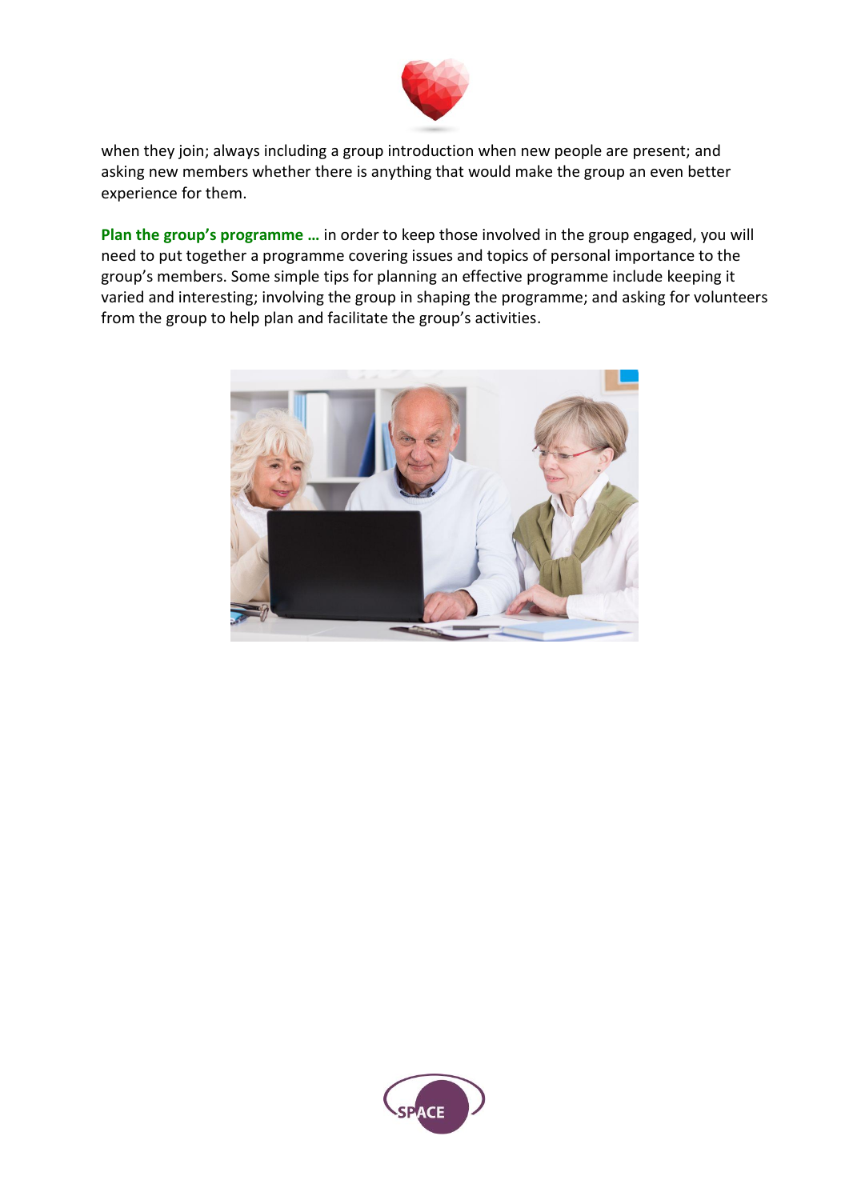when they join; always including a group introduction when new people are present; and asking new members whether there is anything that would make the group an even better experience for them.

**Plan the group's programme …** in order to keep those involved in the group engaged, you will need to put together a programme covering issues and topics of personal importance to the group's members. Some simple tips for planning an effective programme include keeping it varied and interesting; involving the group in shaping the programme; and asking for volunteers from the group to help plan and facilitate the group's activities.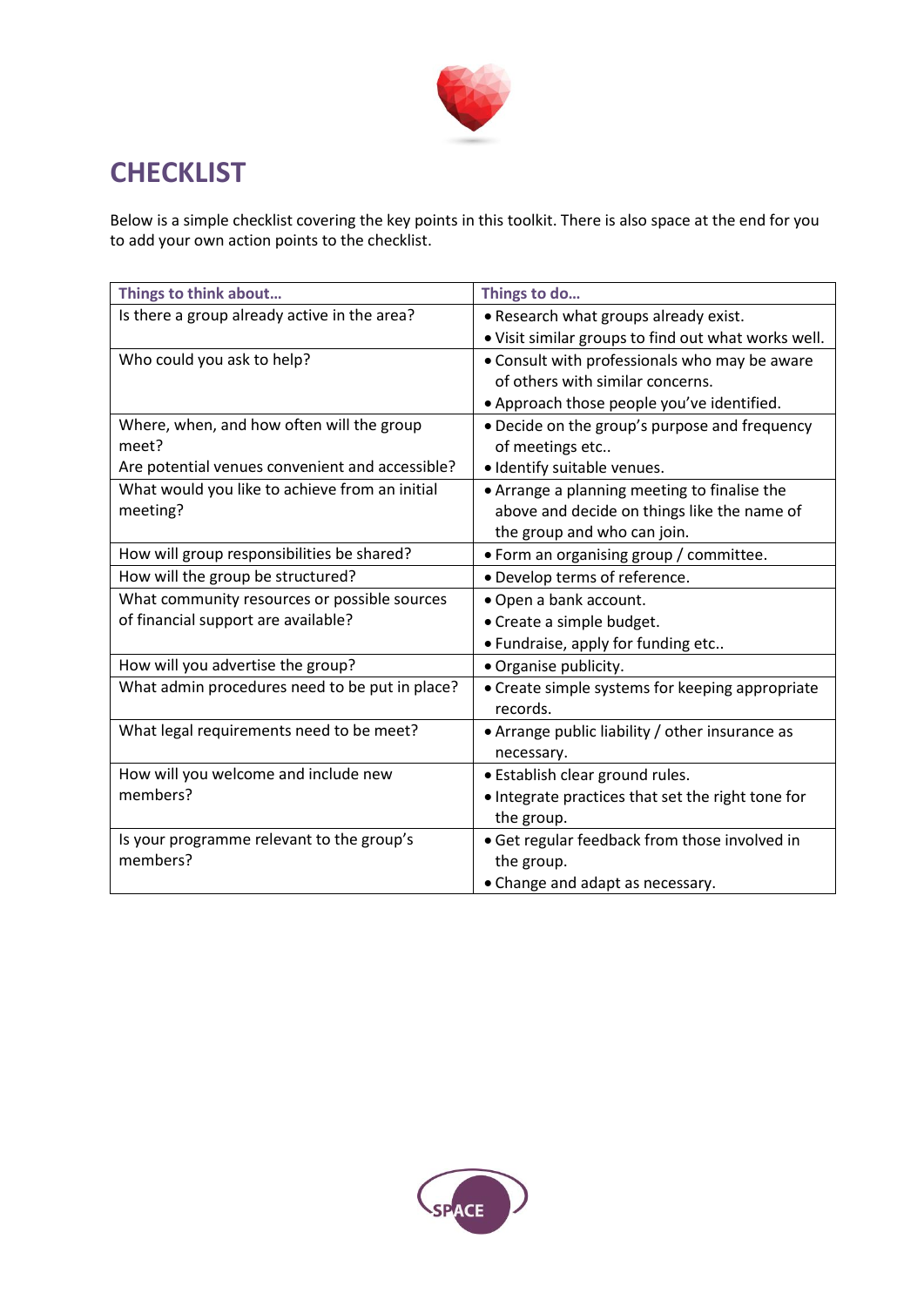# CHECKLIST

Below is a simple checklist covering the key points in this toolkit. There is also space at the end for you to add your own action points to the checklist.

| Things to think about… | Things to do… |
|---|---|
| Is there a group already active in the area? | • Research what groups already exist.<br>• Visit similar groups to find out what works well. |
| Who could you ask to help? | • Consult with professionals who may be aware of others with similar concerns.<br>• Approach those people you've identified. |
| Where, when, and how often will the group meet?<br>Are potential venues convenient and accessible? | • Decide on the group's purpose and frequency of meetings etc..<br>• Identify suitable venues. |
| What would you like to achieve from an initial meeting? | • Arrange a planning meeting to finalise the above and decide on things like the name of the group and who can join. |
| How will group responsibilities be shared? | • Form an organising group / committee. |
| How will the group be structured? | • Develop terms of reference. |
| What community resources or possible sources of financial support are available? | • Open a bank account.<br>• Create a simple budget.<br>• Fundraise, apply for funding etc.. |
| How will you advertise the group? | • Organise publicity. |
| What admin procedures need to be put in place? | • Create simple systems for keeping appropriate records. |
| What legal requirements need to be meet? | • Arrange public liability / other insurance as necessary. |
| How will you welcome and include new members? | • Establish clear ground rules.<br>• Integrate practices that set the right tone for the group. |
| Is your programme relevant to the group's members? | • Get regular feedback from those involved in the group.<br>• Change and adapt as necessary. |